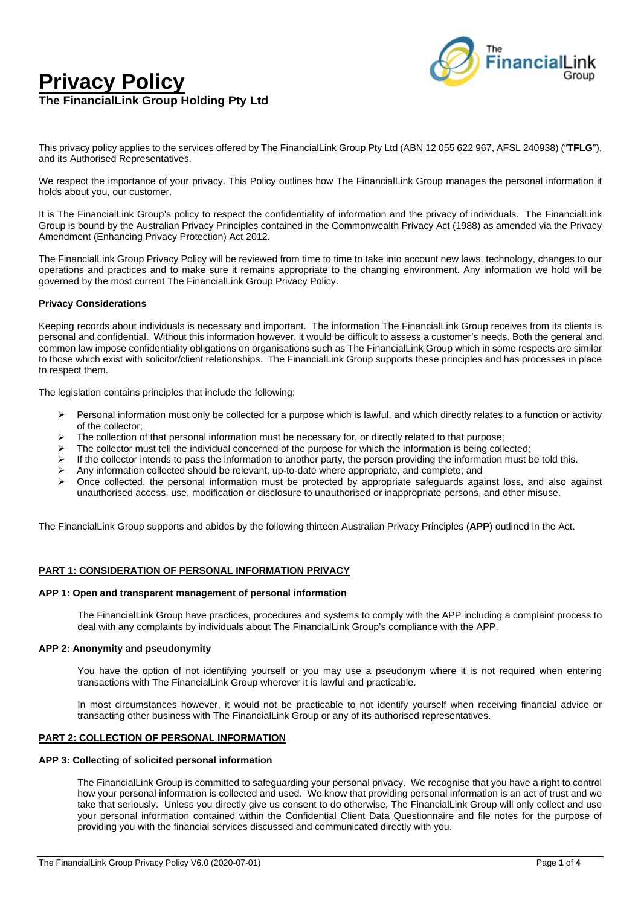# Privacy Policy

**The FinancialLink Group Holding Pty Ltd**

This privacy policy applies to the services offered by The FinancialLink Group Pty Ltd (ABN 12 055 622 967, AFSL 240938) ("**TFLG**"), and its Authorised Representatives.

We respect the importance of your privacy. This Policy outlines how The FinancialLink Group manages the personal information it holds about you, our customer.

It is The FinancialLink Group's policy to respect the confidentiality of information and the privacy of individuals. The FinancialLink Group is bound by the Australian Privacy Principles contained in the Commonwealth Privacy Act (1988) as amended via the Privacy Amendment (Enhancing Privacy Protection) Act 2012.

The FinancialLink Group Privacy Policy will be reviewed from time to time to take into account new laws, technology, changes to our operations and practices and to make sure it remains appropriate to the changing environment. Any information we hold will be governed by the most current The FinancialLink Group Privacy Policy.

**Privacy Considerations**

Keeping records about individuals is necessary and important. The information The FinancialLink Group receives from its clients is personal and confidential. Without this information however, it would be difficult to assess a customer's needs. Both the general and common law impose confidentiality obligations on organisations such as The FinancialLink Group which in some respects are similar to those which exist with solicitor/client relationships. The FinancialLink Group supports these principles and has processes in place to respect them.

The legislation contains principles that include the following:

- Personal information must only be collected for a purpose which is lawful, and which directly relates to a function or activity of the collector;
- The collection of that personal information must be necessary for, or directly related to that purpose;
- The collector must tell the individual concerned of the purpose for which the information is being collected;
- If the collector intends to pass the information to another party, the person providing the information must be told this.
- Any information collected should be relevant, up-to-date where appropriate, and complete; and
- Once collected, the personal information must be protected by appropriate safeguards against loss, and also against unauthorised access, use, modification or disclosure to unauthorised or inappropriate persons, and other misuse.

The FinancialLink Group supports and abides by the following thirteen Australian Privacy Principles (**APP**) outlined in the Act.

## PART 1: CONSIDERATION OF PERSONAL INFORMATION PRIVACY

### APP 1: Open and transparent management of personal information

The FinancialLink Group have practices, procedures and systems to comply with the APP including a complaint process to deal with any complaints by individuals about The FinancialLink Group's compliance with the APP.

### APP 2: Anonymity and pseudonymity

You have the option of not identifying yourself or you may use a pseudonym where it is not required when entering transactions with The FinancialLink Group wherever it is lawful and practicable.

In most circumstances however, it would not be practicable to not identify yourself when receiving financial advice or transacting other business with The FinancialLink Group or any of its authorised representatives.

## PART 2: COLLECTION OF PERSONAL INFORMATION

### APP 3: Collecting of solicited personal information

The FinancialLink Group is committed to safeguarding your personal privacy. We recognise that you have a right to control how your personal information is collected and used. We know that providing personal information is an act of trust and we take that seriously. Unless you directly give us consent to do otherwise, The FinancialLink Group will only collect and use your personal information contained within the Confidential Client Data Questionnaire and file notes for the purpose of providing you with the financial services discussed and communicated directly with you.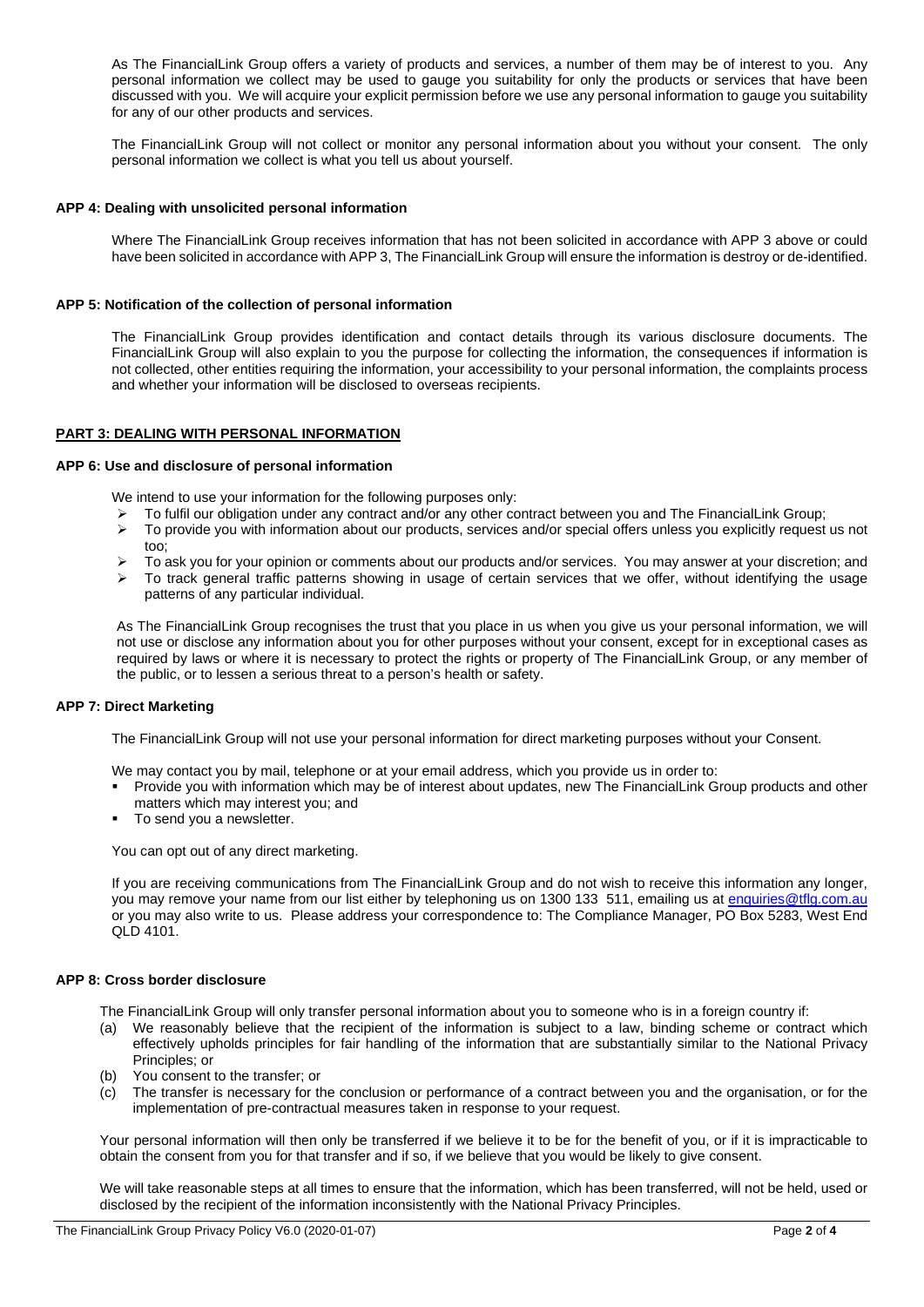As The FinancialLink Group offers a variety of products and services, a number of them may be of interest to you. Any personal information we collect may be used to gauge you suitability for only the products or services that have been discussed with you. We will acquire your explicit permission before we use any personal information to gauge you suitability for any of our other products and services.

The FinancialLink Group will not collect or monitor any personal information about you without your consent. The only personal information we collect is what you tell us about yourself.

**APP 4: Dealing with unsolicited personal information**

Where The FinancialLink Group receives information that has not been solicited in accordance with APP 3 above or could have been solicited in accordance with APP 3, The FinancialLink Group will ensure the information is destroy or de-identified.

**APP 5: Notification of the collection of personal information**

The FinancialLink Group provides identification and contact details through its various disclosure documents. The FinancialLink Group will also explain to you the purpose for collecting the information, the consequences if information is not collected, other entities requiring the information, your accessibility to your personal information, the complaints process and whether your information will be disclosed to overseas recipients.

## PART 3: DEALING WITH PERSONAL INFORMATION

**APP 6: Use and disclosure of personal information**

We intend to use your information for the following purposes only:

- To fulfil our obligation under any contract and/or any other contract between you and The FinancialLink Group;
- To provide you with information about our products, services and/or special offers unless you explicitly request us not too;
- To ask you for your opinion or comments about our products and/or services. You may answer at your discretion; and
- To track general traffic patterns showing in usage of certain services that we offer, without identifying the usage patterns of any particular individual.

As The FinancialLink Group recognises the trust that you place in us when you give us your personal information, we will not use or disclose any information about you for other purposes without your consent, except for in exceptional cases as required by laws or where it is necessary to protect the rights or property of The FinancialLink Group, or any member of the public, or to lessen a serious threat to a person's health or safety.

**APP 7: Direct Marketing**

The FinancialLink Group will not use your personal information for direct marketing purposes without your Consent.

We may contact you by mail, telephone or at your email address, which you provide us in order to:

- Provide you with information which may be of interest about updates, new The FinancialLink Group products and other matters which may interest you; and
- To send you a newsletter.

You can opt out of any direct marketing.

If you are receiving communications from The FinancialLink Group and do not wish to receive this information any longer, you may remove your name from our list either by telephoning us on 1300 133 511, emailing us at enquiries@tflg.com.au or you may also write to us. Please address your correspondence to: The Compliance Manager, PO Box 5283, West End QLD 4101.

**APP 8: Cross border disclosure**

The FinancialLink Group will only transfer personal information about you to someone who is in a foreign country if:

(a) We reasonably believe that the recipient of the information is subject to a law, binding scheme or contract which effectively upholds principles for fair handling of the information that are substantially similar to the National Privacy Principles; or
(b) You consent to the transfer; or
(c) The transfer is necessary for the conclusion or performance of a contract between you and the organisation, or for the implementation of pre-contractual measures taken in response to your request.

Your personal information will then only be transferred if we believe it to be for the benefit of you, or if it is impracticable to obtain the consent from you for that transfer and if so, if we believe that you would be likely to give consent.

We will take reasonable steps at all times to ensure that the information, which has been transferred, will not be held, used or disclosed by the recipient of the information inconsistently with the National Privacy Principles.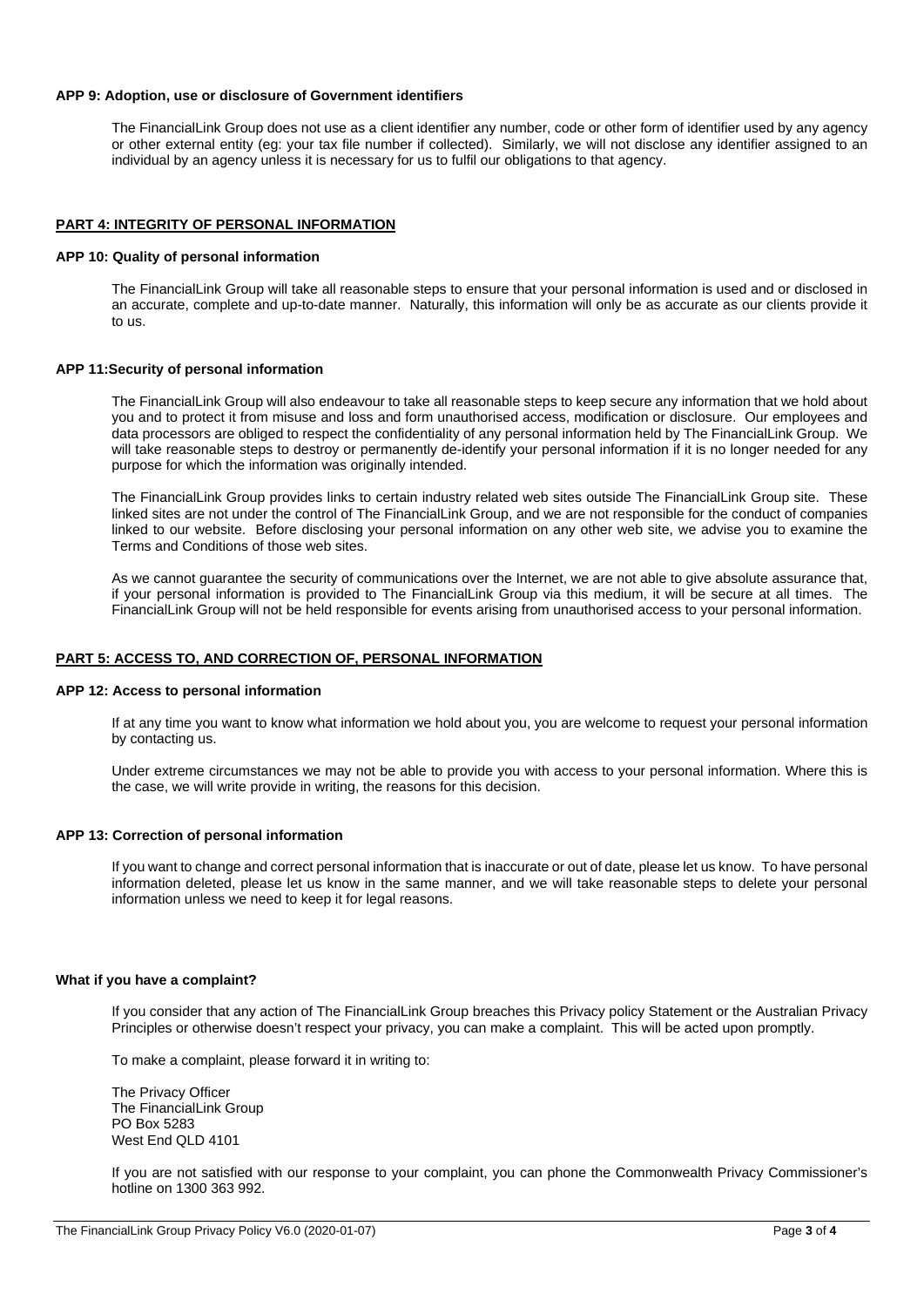**APP 9: Adoption, use or disclosure of Government identifiers**

The FinancialLink Group does not use as a client identifier any number, code or other form of identifier used by any agency or other external entity (eg: your tax file number if collected). Similarly, we will not disclose any identifier assigned to an individual by an agency unless it is necessary for us to fulfil our obligations to that agency.

## PART 4: INTEGRITY OF PERSONAL INFORMATION

**APP 10: Quality of personal information**

The FinancialLink Group will take all reasonable steps to ensure that your personal information is used and or disclosed in an accurate, complete and up-to-date manner. Naturally, this information will only be as accurate as our clients provide it to us.

**APP 11:Security of personal information**

The FinancialLink Group will also endeavour to take all reasonable steps to keep secure any information that we hold about you and to protect it from misuse and loss and form unauthorised access, modification or disclosure. Our employees and data processors are obliged to respect the confidentiality of any personal information held by The FinancialLink Group. We will take reasonable steps to destroy or permanently de-identify your personal information if it is no longer needed for any purpose for which the information was originally intended.

The FinancialLink Group provides links to certain industry related web sites outside The FinancialLink Group site. These linked sites are not under the control of The FinancialLink Group, and we are not responsible for the conduct of companies linked to our website. Before disclosing your personal information on any other web site, we advise you to examine the Terms and Conditions of those web sites.

As we cannot guarantee the security of communications over the Internet, we are not able to give absolute assurance that, if your personal information is provided to The FinancialLink Group via this medium, it will be secure at all times. The FinancialLink Group will not be held responsible for events arising from unauthorised access to your personal information.

## PART 5: ACCESS TO, AND CORRECTION OF, PERSONAL INFORMATION

**APP 12: Access to personal information**

If at any time you want to know what information we hold about you, you are welcome to request your personal information by contacting us.

Under extreme circumstances we may not be able to provide you with access to your personal information. Where this is the case, we will write provide in writing, the reasons for this decision.

**APP 13: Correction of personal information**

If you want to change and correct personal information that is inaccurate or out of date, please let us know. To have personal information deleted, please let us know in the same manner, and we will take reasonable steps to delete your personal information unless we need to keep it for legal reasons.

**What if you have a complaint?**

If you consider that any action of The FinancialLink Group breaches this Privacy policy Statement or the Australian Privacy Principles or otherwise doesn't respect your privacy, you can make a complaint. This will be acted upon promptly.

To make a complaint, please forward it in writing to:

The Privacy Officer
The FinancialLink Group
PO Box 5283
West End QLD 4101

If you are not satisfied with our response to your complaint, you can phone the Commonwealth Privacy Commissioner's hotline on 1300 363 992.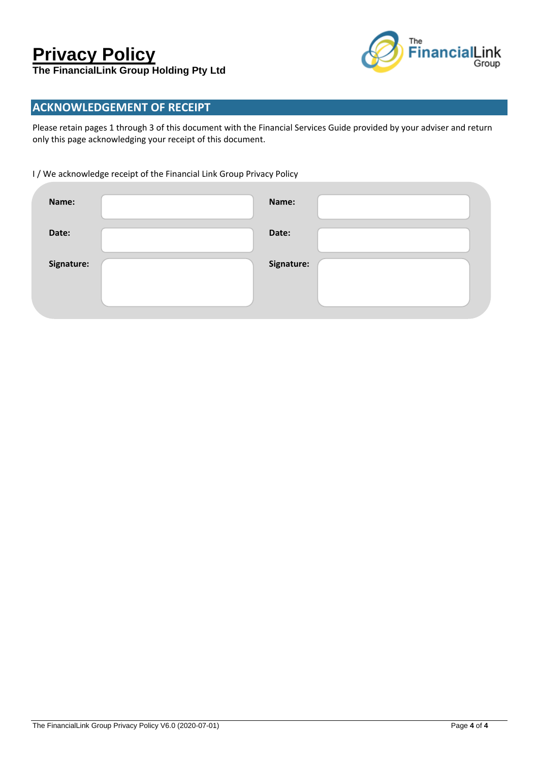# Privacy Policy

**The FinancialLink Group Holding Pty Ltd**

## ACKNOWLEDGEMENT OF RECEIPT

Please retain pages 1 through 3 of this document with the Financial Services Guide provided by your adviser and return only this page acknowledging your receipt of this document.

I / We acknowledge receipt of the Financial Link Group Privacy Policy

| | | | |
|---|---|---|---|
| **Name:** | | **Name:** | |
| **Date:** | | **Date:** | |
| **Signature:** | | **Signature:** | |